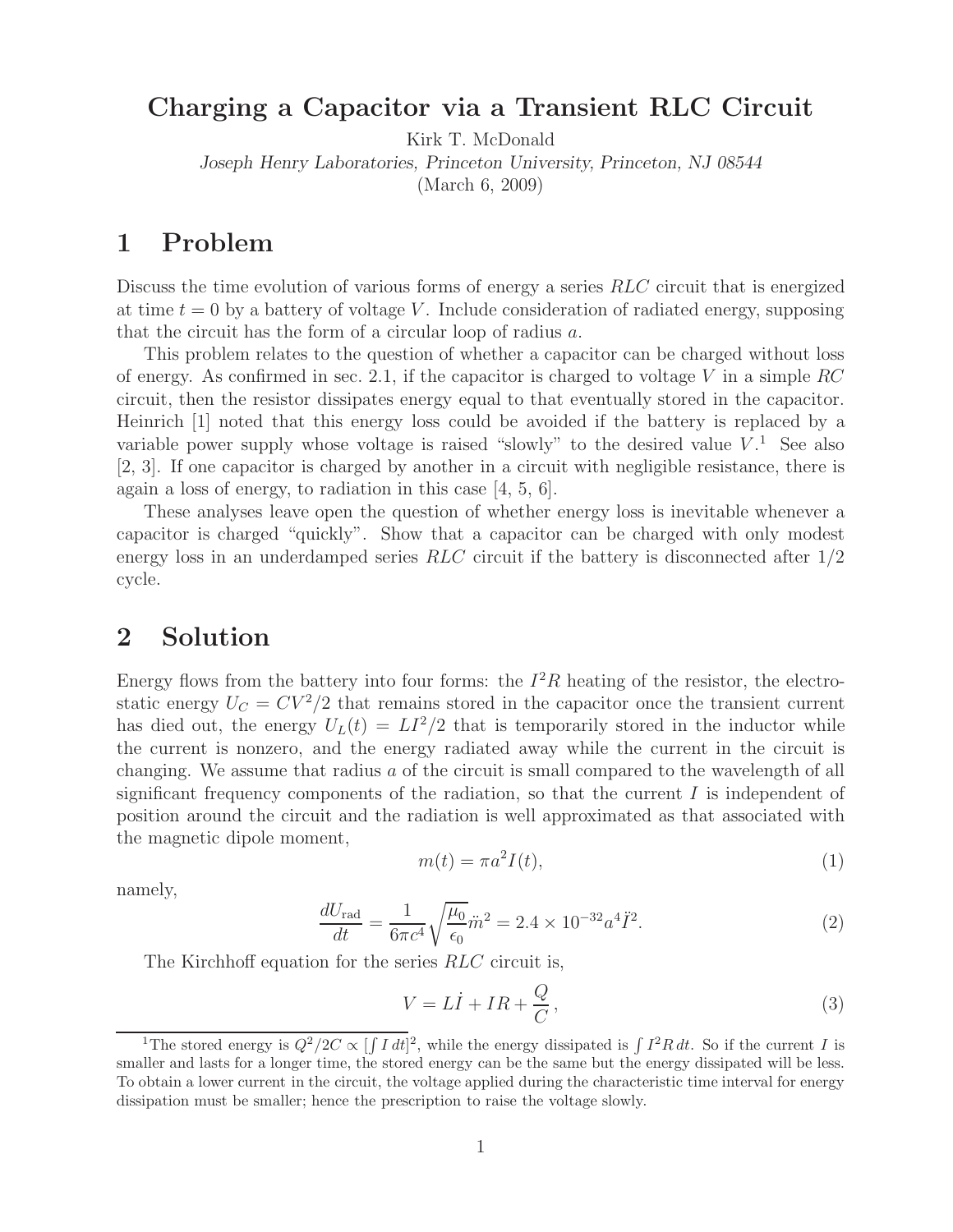# Charging a Capacitor via a Transient RLC Circuit

Kirk T. McDonald

*Joseph Henry Laboratories, Princeton University, Princeton, NJ 08544*

(March 6, 2009)

## 1 Problem

Discuss the time evolution of various forms of energy a series $RLC$ circuit that is energized at time $t = 0$ by a battery of voltage $V$. Include consideration of radiated energy, supposing that the circuit has the form of a circular loop of radius $a$.

This problem relates to the question of whether a capacitor can be charged without loss of energy. As confirmed in sec. 2.1, if the capacitor is charged to voltage $V$ in a simple $RC$ circuit, then the resistor dissipates energy equal to that eventually stored in the capacitor. Heinrich [1] noted that this energy loss could be avoided if the battery is replaced by a variable power supply whose voltage is raised "slowly" to the desired value $V$.[1] See also [2, 3]. If one capacitor is charged by another in a circuit with negligible resistance, there is again a loss of energy, to radiation in this case [4, 5, 6].

These analyses leave open the question of whether energy loss is inevitable whenever a capacitor is charged "quickly". Show that a capacitor can be charged with only modest energy loss in an underdamped series $RLC$ circuit if the battery is disconnected after 1/2 cycle.

## 2 Solution

Energy flows from the battery into four forms: the $I^2R$ heating of the resistor, the electrostatic energy $U_C = CV^2/2$ that remains stored in the capacitor once the transient current has died out, the energy $U_L(t) = LI^2/2$ that is temporarily stored in the inductor while the current is nonzero, and the energy radiated away while the current in the circuit is changing. We assume that radius $a$ of the circuit is small compared to the wavelength of all significant frequency components of the radiation, so that the current $I$ is independent of position around the circuit and the radiation is well approximated as that associated with the magnetic dipole moment,

$$m(t) = \pi a^2 I(t), \tag{1}$$

namely,

$$\frac{dU_{\rm rad}}{dt} = \frac{1}{6\pi c^4}\sqrt{\frac{\mu_0}{\epsilon_0}}\,\ddot{m}^2 = 2.4 \times 10^{-32} a^4 \ddot{I}^2. \tag{2}$$

The Kirchhoff equation for the series $RLC$ circuit is,

$$V = L\dot{I} + IR + \frac{Q}{C}\,, \tag{3}$$

[1] The stored energy is $Q^2/2C \propto [\int I\,dt]^2$, while the energy dissipated is $\int I^2 R\,dt$. So if the current $I$ is smaller and lasts for a longer time, the stored energy can be the same but the energy dissipated will be less. To obtain a lower current in the circuit, the voltage applied during the characteristic time interval for energy dissipation must be smaller; hence the prescription to raise the voltage slowly.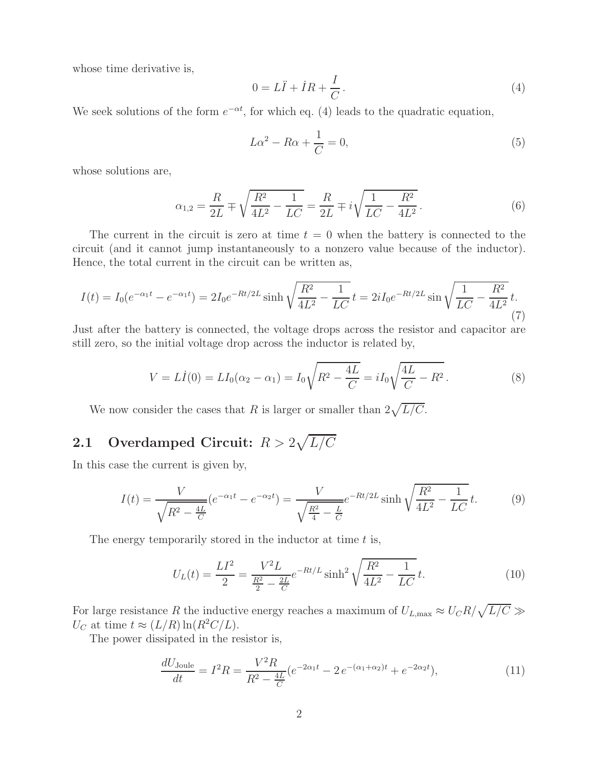whose time derivative is,

$$0 = L\ddot{I} + \dot{I}R + \frac{I}{C}\,. \tag{4}$$

We seek solutions of the form $e^{-\alpha t}$, for which eq. (4) leads to the quadratic equation,

$$L\alpha^2 - R\alpha + \frac{1}{C} = 0, \tag{5}$$

whose solutions are,

$$\alpha_{1,2} = \frac{R}{2L} \mp \sqrt{\frac{R^2}{4L^2} - \frac{1}{LC}} = \frac{R}{2L} \mp i\sqrt{\frac{1}{LC} - \frac{R^2}{4L^2}}\,. \tag{6}$$

The current in the circuit is zero at time $t = 0$ when the battery is connected to the circuit (and it cannot jump instantaneously to a nonzero value because of the inductor). Hence, the total current in the circuit can be written as,

$$I(t) = I_0(e^{-\alpha_1 t} - e^{-\alpha_1 t}) = 2I_0 e^{-Rt/2L} \sinh\sqrt{\frac{R^2}{4L^2} - \frac{1}{LC}}\,t = 2iI_0 e^{-Rt/2L} \sin\sqrt{\frac{1}{LC} - \frac{R^2}{4L^2}}\,t. \tag{7}$$

Just after the battery is connected, the voltage drops across the resistor and capacitor are still zero, so the initial voltage drop across the inductor is related by,

$$V = L\dot{I}(0) = LI_0(\alpha_2 - \alpha_1) = I_0\sqrt{R^2 - \frac{4L}{C}} = iI_0\sqrt{\frac{4L}{C} - R^2}\,. \tag{8}$$

We now consider the cases that $R$ is larger or smaller than $2\sqrt{L/C}$.

## 2.1 Overdamped Circuit: $R > 2\sqrt{L/C}$

In this case the current is given by,

$$I(t) = \frac{V}{\sqrt{R^2 - \frac{4L}{C}}}(e^{-\alpha_1 t} - e^{-\alpha_2 t}) = \frac{V}{\sqrt{\frac{R^2}{4} - \frac{L}{C}}} e^{-Rt/2L} \sinh\sqrt{\frac{R^2}{4L^2} - \frac{1}{LC}}\,t. \tag{9}$$

The energy temporarily stored in the inductor at time $t$ is,

$$U_L(t) = \frac{LI^2}{2} = \frac{V^2 L}{\frac{R^2}{2} - \frac{2L}{C}} e^{-Rt/L} \sinh^2\sqrt{\frac{R^2}{4L^2} - \frac{1}{LC}}\,t. \tag{10}$$

For large resistance $R$ the inductive energy reaches a maximum of $U_{L,\max} \approx U_C R/\sqrt{L/C} \gg U_C$ at time $t \approx (L/R)\ln(R^2 C/L)$.

The power dissipated in the resistor is,

$$\frac{dU_{\rm Joule}}{dt} = I^2 R = \frac{V^2 R}{R^2 - \frac{4L}{C}}(e^{-2\alpha_1 t} - 2\,e^{-(\alpha_1+\alpha_2)t} + e^{-2\alpha_2 t}), \tag{11}$$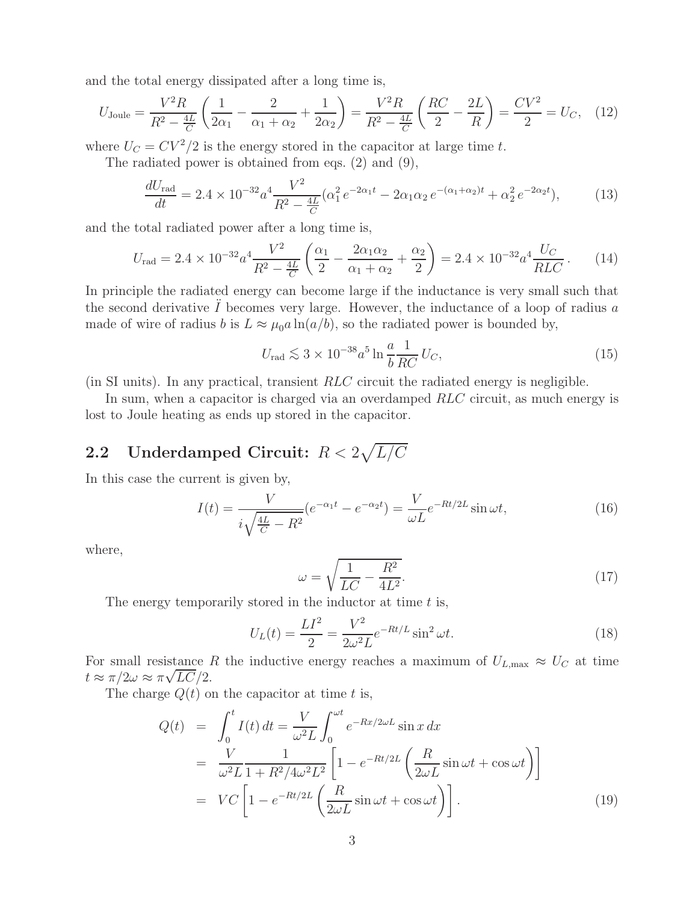and the total energy dissipated after a long time is,

$$U_{\rm Joule} = \frac{V^2 R}{R^2 - \frac{4L}{C}} \left( \frac{1}{2\alpha_1} - \frac{2}{\alpha_1 + \alpha_2} + \frac{1}{2\alpha_2} \right) = \frac{V^2 R}{R^2 - \frac{4L}{C}} \left( \frac{RC}{2} - \frac{2L}{R} \right) = \frac{CV^2}{2} = U_C, \quad (12)$$

where $U_C = CV^2/2$ is the energy stored in the capacitor at large time $t$.

The radiated power is obtained from eqs. (2) and (9),

$$\frac{dU_{\rm rad}}{dt} = 2.4 \times 10^{-32} a^4 \frac{V^2}{R^2 - \frac{4L}{C}} (\alpha_1^2 \, e^{-2\alpha_1 t} - 2\alpha_1 \alpha_2 \, e^{-(\alpha_1+\alpha_2)t} + \alpha_2^2 \, e^{-2\alpha_2 t}), \quad (13)$$

and the total radiated power after a long time is,

$$U_{\rm rad} = 2.4 \times 10^{-32} a^4 \frac{V^2}{R^2 - \frac{4L}{C}} \left( \frac{\alpha_1}{2} - \frac{2\alpha_1 \alpha_2}{\alpha_1 + \alpha_2} + \frac{\alpha_2}{2} \right) = 2.4 \times 10^{-32} a^4 \frac{U_C}{RLC}. \quad (14)$$

In principle the radiated energy can become large if the inductance is very small such that the second derivative $\ddot{I}$ becomes very large. However, the inductance of a loop of radius $a$ made of wire of radius $b$ is $L \approx \mu_0 a \ln(a/b)$, so the radiated power is bounded by,

$$U_{\rm rad} \lesssim 3 \times 10^{-38} a^5 \ln \frac{a}{b} \frac{1}{RC} \, U_C, \quad (15)$$

(in SI units). In any practical, transient $RLC$ circuit the radiated energy is negligible.

In sum, when a capacitor is charged via an overdamped $RLC$ circuit, as much energy is lost to Joule heating as ends up stored in the capacitor.

## 2.2 Underdamped Circuit: $R < 2\sqrt{L/C}$

In this case the current is given by,

$$I(t) = \frac{V}{i\sqrt{\frac{4L}{C} - R^2}} (e^{-\alpha_1 t} - e^{-\alpha_2 t}) = \frac{V}{\omega L} e^{-Rt/2L} \sin \omega t, \quad (16)$$

where,

$$\omega = \sqrt{\frac{1}{LC} - \frac{R^2}{4L^2}}. \quad (17)$$

The energy temporarily stored in the inductor at time $t$ is,

$$U_L(t) = \frac{LI^2}{2} = \frac{V^2}{2\omega^2 L} e^{-Rt/L} \sin^2 \omega t. \quad (18)$$

For small resistance $R$ the inductive energy reaches a maximum of $U_{L,\rm max} \approx U_C$ at time $t \approx \pi/2\omega \approx \pi\sqrt{LC}/2$.

The charge $Q(t)$ on the capacitor at time $t$ is,

$$\begin{aligned} Q(t) &= \int_0^t I(t)\, dt = \frac{V}{\omega^2 L} \int_0^{\omega t} e^{-Rx/2\omega L} \sin x \, dx \\ &= \frac{V}{\omega^2 L} \frac{1}{1 + R^2/4\omega^2 L^2} \left[ 1 - e^{-Rt/2L} \left( \frac{R}{2\omega L} \sin \omega t + \cos \omega t \right) \right] \\ &= VC \left[ 1 - e^{-Rt/2L} \left( \frac{R}{2\omega L} \sin \omega t + \cos \omega t \right) \right]. \quad (19) \end{aligned}$$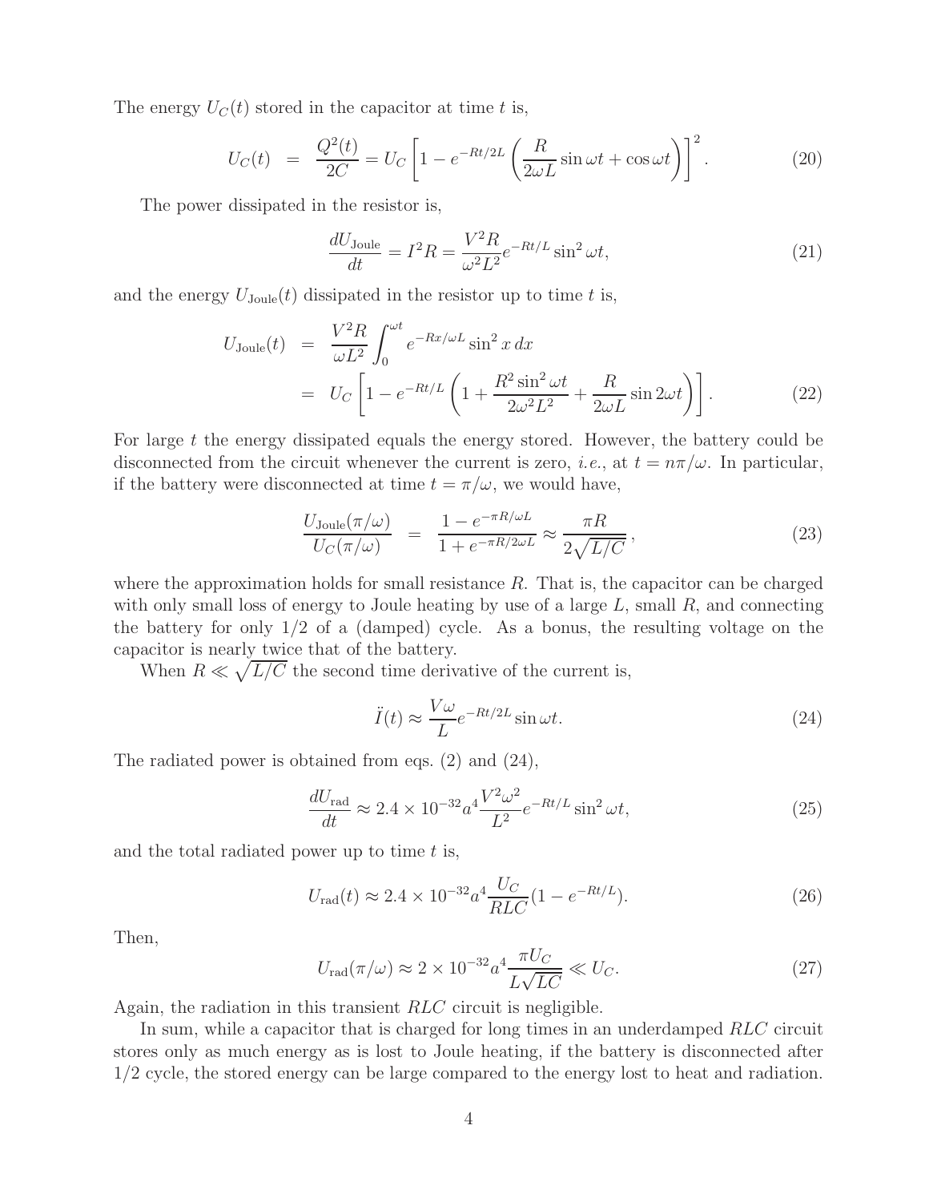The energy $U_C(t)$ stored in the capacitor at time $t$ is,

$$U_C(t) = \frac{Q^2(t)}{2C} = U_C \left[ 1 - e^{-Rt/2L} \left( \frac{R}{2\omega L} \sin \omega t + \cos \omega t \right) \right]^2 . \tag{20}$$

The power dissipated in the resistor is,

$$\frac{dU_{\rm Joule}}{dt} = I^2 R = \frac{V^2 R}{\omega^2 L^2} e^{-Rt/L} \sin^2 \omega t, \tag{21}$$

and the energy $U_{\rm Joule}(t)$ dissipated in the resistor up to time $t$ is,

$$\begin{aligned} U_{\rm Joule}(t) &= \frac{V^2 R}{\omega L^2} \int_0^{\omega t} e^{-Rx/\omega L} \sin^2 x \, dx \\ &= U_C \left[ 1 - e^{-Rt/L} \left( 1 + \frac{R^2 \sin^2 \omega t}{2\omega^2 L^2} + \frac{R}{2\omega L} \sin 2\omega t \right) \right]. \end{aligned} \tag{22}$$

For large $t$ the energy dissipated equals the energy stored. However, the battery could be disconnected from the circuit whenever the current is zero, *i.e.*, at $t = n\pi/\omega$. In particular, if the battery were disconnected at time $t = \pi/\omega$, we would have,

$$\frac{U_{\rm Joule}(\pi/\omega)}{U_C(\pi/\omega)} = \frac{1 - e^{-\pi R/\omega L}}{1 + e^{-\pi R/2\omega L}} \approx \frac{\pi R}{2\sqrt{L/C}}, \tag{23}$$

where the approximation holds for small resistance $R$. That is, the capacitor can be charged with only small loss of energy to Joule heating by use of a large $L$, small $R$, and connecting the battery for only 1/2 of a (damped) cycle. As a bonus, the resulting voltage on the capacitor is nearly twice that of the battery.

When $R \ll \sqrt{L/C}$ the second time derivative of the current is,

$$\ddot{I}(t) \approx \frac{V\omega}{L} e^{-Rt/2L} \sin \omega t. \tag{24}$$

The radiated power is obtained from eqs. (2) and (24),

$$\frac{dU_{\rm rad}}{dt} \approx 2.4 \times 10^{-32} a^4 \frac{V^2 \omega^2}{L^2} e^{-Rt/L} \sin^2 \omega t, \tag{25}$$

and the total radiated power up to time $t$ is,

$$U_{\rm rad}(t) \approx 2.4 \times 10^{-32} a^4 \frac{U_C}{RLC} (1 - e^{-Rt/L}). \tag{26}$$

Then,

$$U_{\rm rad}(\pi/\omega) \approx 2 \times 10^{-32} a^4 \frac{\pi U_C}{L\sqrt{LC}} \ll U_C. \tag{27}$$

Again, the radiation in this transient $RLC$ circuit is negligible.

In sum, while a capacitor that is charged for long times in an underdamped $RLC$ circuit stores only as much energy as is lost to Joule heating, if the battery is disconnected after 1/2 cycle, the stored energy can be large compared to the energy lost to heat and radiation.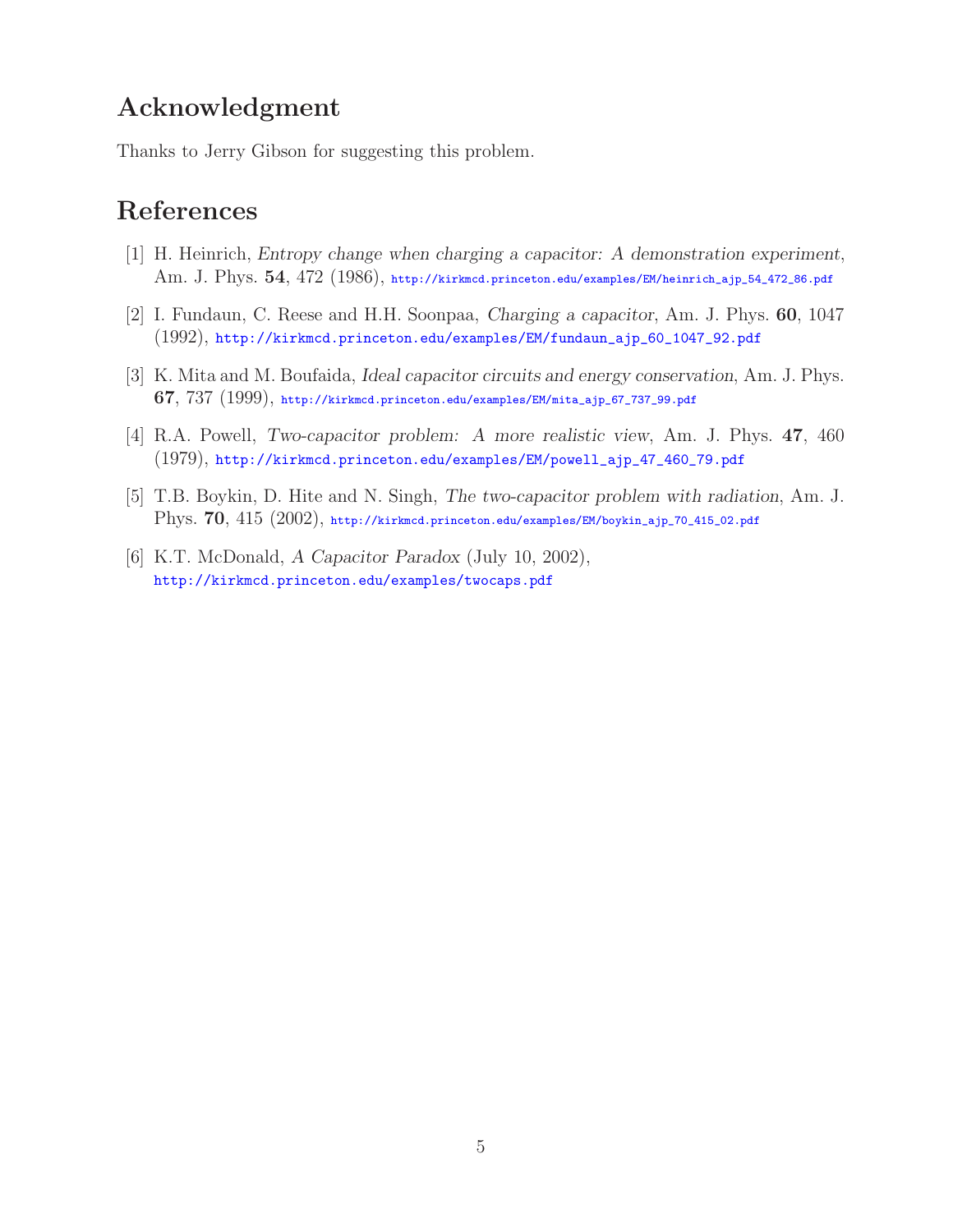## Acknowledgment

Thanks to Jerry Gibson for suggesting this problem.

## References

[1] H. Heinrich, *Entropy change when charging a capacitor: A demonstration experiment*, Am. J. Phys. **54**, 472 (1986), http://kirkmcd.princeton.edu/examples/EM/heinrich_ajp_54_472_86.pdf

[2] I. Fundaun, C. Reese and H.H. Soonpaa, *Charging a capacitor*, Am. J. Phys. **60**, 1047 (1992), http://kirkmcd.princeton.edu/examples/EM/fundaun_ajp_60_1047_92.pdf

[3] K. Mita and M. Boufaida, *Ideal capacitor circuits and energy conservation*, Am. J. Phys. **67**, 737 (1999), http://kirkmcd.princeton.edu/examples/EM/mita_ajp_67_737_99.pdf

[4] R.A. Powell, *Two-capacitor problem: A more realistic view*, Am. J. Phys. **47**, 460 (1979), http://kirkmcd.princeton.edu/examples/EM/powell_ajp_47_460_79.pdf

[5] T.B. Boykin, D. Hite and N. Singh, *The two-capacitor problem with radiation*, Am. J. Phys. **70**, 415 (2002), http://kirkmcd.princeton.edu/examples/EM/boykin_ajp_70_415_02.pdf

[6] K.T. McDonald, *A Capacitor Paradox* (July 10, 2002), http://kirkmcd.princeton.edu/examples/twocaps.pdf